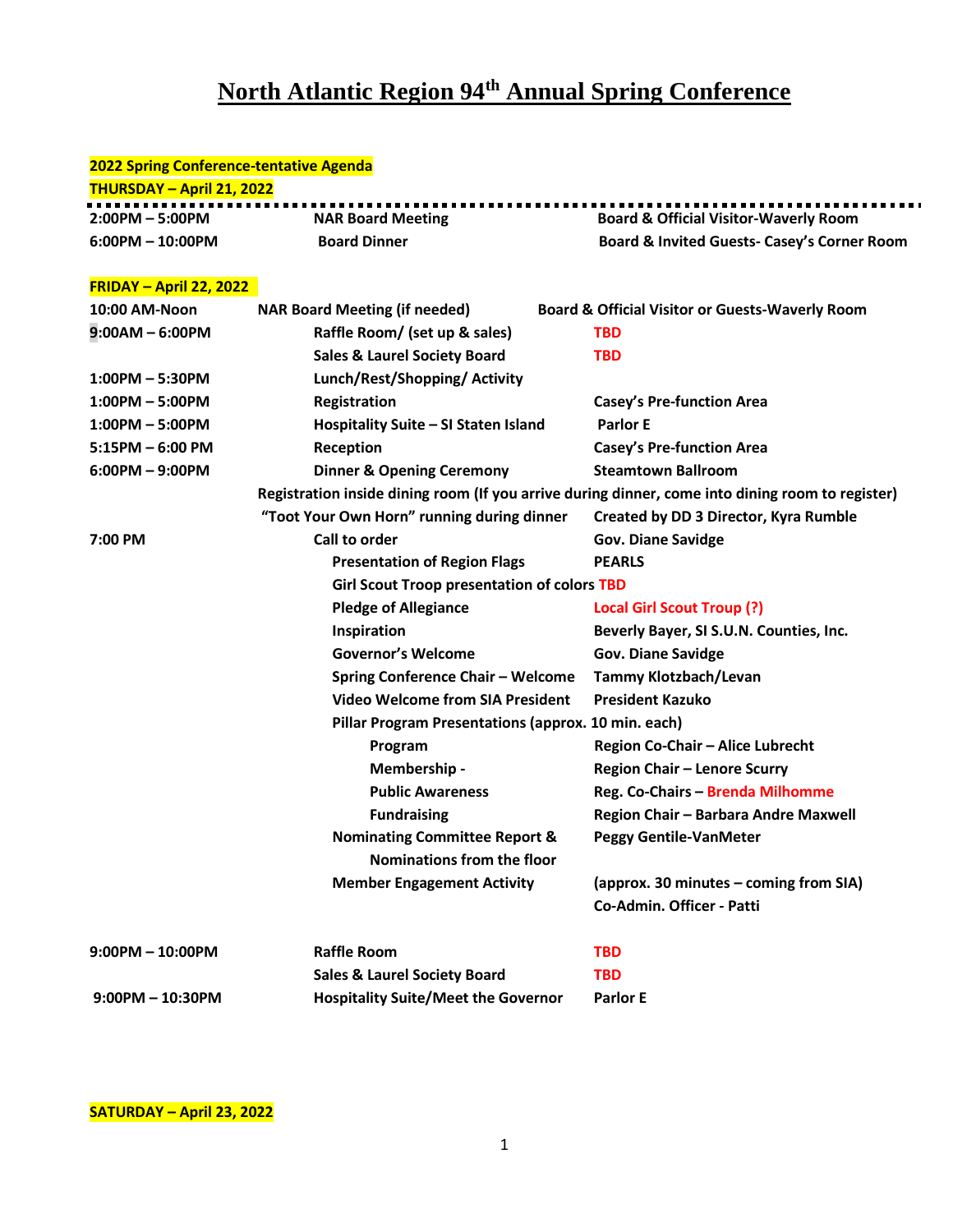# North Atlantic Region 94th Annual Spring Conference

**2022 Spring Conference-tentative Agenda**

**THURSDAY – April 21, 2022**

| | | |
|---|---|---|
| **2:00PM – 5:00PM** | **NAR Board Meeting** | **Board & Official Visitor-Waverly Room** |
| **6:00PM – 10:00PM** | **Board Dinner** | **Board & Invited Guests- Casey's Corner Room** |

**FRIDAY – April 22, 2022**

| | | |
|---|---|---|
| **10:00 AM-Noon** | **NAR Board Meeting (if needed)** | **Board & Official Visitor or Guests-Waverly Room** |
| **9:00AM – 6:00PM** | **Raffle Room/ (set up & sales)** | **TBD** |
| | **Sales & Laurel Society Board** | **TBD** |
| **1:00PM – 5:30PM** | **Lunch/Rest/Shopping/ Activity** | |
| **1:00PM – 5:00PM** | **Registration** | **Casey's Pre-function Area** |
| **1:00PM – 5:00PM** | **Hospitality Suite – SI Staten Island** | **Parlor E** |
| **5:15PM – 6:00 PM** | **Reception** | **Casey's Pre-function Area** |
| **6:00PM – 9:00PM** | **Dinner & Opening Ceremony** | **Steamtown Ballroom** |
| | **Registration inside dining room (If you arrive during dinner, come into dining room to register)** | |
| | **"Toot Your Own Horn" running during dinner** | **Created by DD 3 Director, Kyra Rumble** |
| **7:00 PM** | **Call to order** | **Gov. Diane Savidge** |
| | **Presentation of Region Flags** | **PEARLS** |
| | **Girl Scout Troop presentation of colors** | **TBD** |
| | **Pledge of Allegiance** | **Local Girl Scout Troup (?)** |
| | **Inspiration** | **Beverly Bayer, SI S.U.N. Counties, Inc.** |
| | **Governor's Welcome** | **Gov. Diane Savidge** |
| | **Spring Conference Chair – Welcome** | **Tammy Klotzbach/Levan** |
| | **Video Welcome from SIA President** | **President Kazuko** |
| | **Pillar Program Presentations (approx. 10 min. each)** | |
| | **Program** | **Region Co-Chair – Alice Lubrecht** |
| | **Membership -** | **Region Chair – Lenore Scurry** |
| | **Public Awareness** | **Reg. Co-Chairs – Brenda Milhomme** |
| | **Fundraising** | **Region Chair – Barbara Andre Maxwell** |
| | **Nominating Committee Report & Nominations from the floor** | **Peggy Gentile-VanMeter** |
| | **Member Engagement Activity** | **(approx. 30 minutes – coming from SIA) Co-Admin. Officer - Patti** |
| **9:00PM – 10:00PM** | **Raffle Room** | **TBD** |
| | **Sales & Laurel Society Board** | **TBD** |
| **9:00PM – 10:30PM** | **Hospitality Suite/Meet the Governor** | **Parlor E** |

**SATURDAY – April 23, 2022**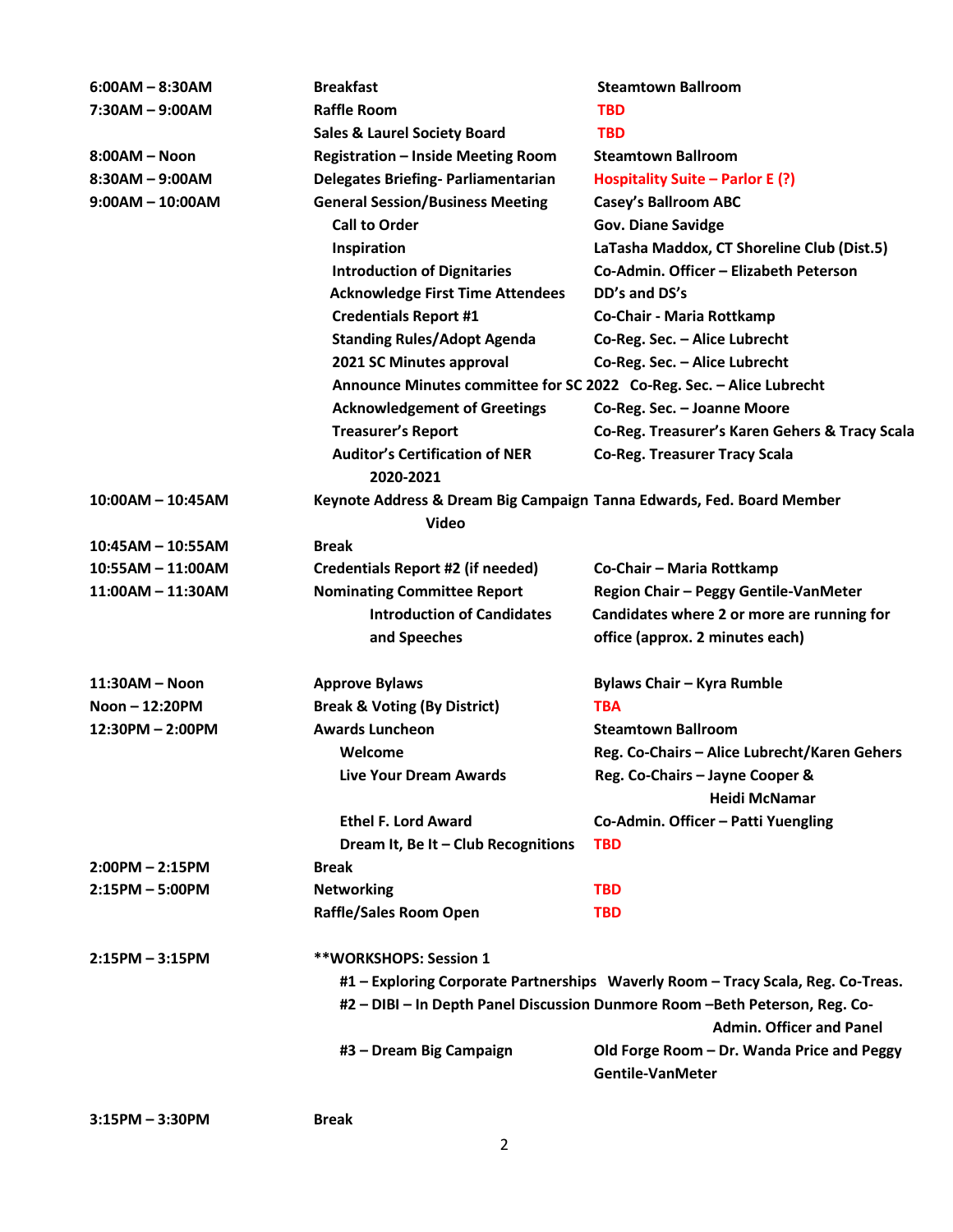| | | |
|---|---|---|
| **6:00AM – 8:30AM** | **Breakfast** | **Steamtown Ballroom** |
| **7:30AM – 9:00AM** | **Raffle Room** | **TBD** |
| | **Sales & Laurel Society Board** | **TBD** |
| **8:00AM – Noon** | **Registration – Inside Meeting Room** | **Steamtown Ballroom** |
| **8:30AM – 9:00AM** | **Delegates Briefing- Parliamentarian** | **Hospitality Suite – Parlor E (?)** |
| **9:00AM – 10:00AM** | **General Session/Business Meeting** | **Casey's Ballroom ABC** |
| | **Call to Order** | **Gov. Diane Savidge** |
| | **Inspiration** | **LaTasha Maddox, CT Shoreline Club (Dist.5)** |
| | **Introduction of Dignitaries** | **Co-Admin. Officer – Elizabeth Peterson** |
| | **Acknowledge First Time Attendees** | **DD's and DS's** |
| | **Credentials Report #1** | **Co-Chair - Maria Rottkamp** |
| | **Standing Rules/Adopt Agenda** | **Co-Reg. Sec. – Alice Lubrecht** |
| | **2021 SC Minutes approval** | **Co-Reg. Sec. – Alice Lubrecht** |
| | **Announce Minutes committee for SC 2022** | **Co-Reg. Sec. – Alice Lubrecht** |
| | **Acknowledgement of Greetings** | **Co-Reg. Sec. – Joanne Moore** |
| | **Treasurer's Report** | **Co-Reg. Treasurer's Karen Gehers & Tracy Scala** |
| | **Auditor's Certification of NER 2020-2021** | **Co-Reg. Treasurer Tracy Scala** |
| **10:00AM – 10:45AM** | **Keynote Address & Dream Big Campaign Video** | **Tanna Edwards, Fed. Board Member** |
| **10:45AM – 10:55AM** | **Break** | |
| **10:55AM – 11:00AM** | **Credentials Report #2 (if needed)** | **Co-Chair – Maria Rottkamp** |
| **11:00AM – 11:30AM** | **Nominating Committee Report** | **Region Chair – Peggy Gentile-VanMeter** |
| | **Introduction of Candidates and Speeches** | **Candidates where 2 or more are running for office (approx. 2 minutes each)** |
| **11:30AM – Noon** | **Approve Bylaws** | **Bylaws Chair – Kyra Rumble** |
| **Noon – 12:20PM** | **Break & Voting (By District)** | **TBA** |
| **12:30PM – 2:00PM** | **Awards Luncheon** | **Steamtown Ballroom** |
| | **Welcome** | **Reg. Co-Chairs – Alice Lubrecht/Karen Gehers** |
| | **Live Your Dream Awards** | **Reg. Co-Chairs – Jayne Cooper & Heidi McNamar** |
| | **Ethel F. Lord Award** | **Co-Admin. Officer – Patti Yuengling** |
| | **Dream It, Be It – Club Recognitions** | **TBD** |
| **2:00PM – 2:15PM** | **Break** | |
| **2:15PM – 5:00PM** | **Networking** | **TBD** |
| | **Raffle/Sales Room Open** | **TBD** |
| **2:15PM – 3:15PM** | **\*\*WORKSHOPS: Session 1** | |
| | **#1 – Exploring Corporate Partnerships** | **Waverly Room – Tracy Scala, Reg. Co-Treas.** |
| | **#2 – DIBI – In Depth Panel Discussion** | **Dunmore Room –Beth Peterson, Reg. Co-Admin. Officer and Panel** |
| | **#3 – Dream Big Campaign** | **Old Forge Room – Dr. Wanda Price and Peggy Gentile-VanMeter** |
| **3:15PM – 3:30PM** | **Break** | |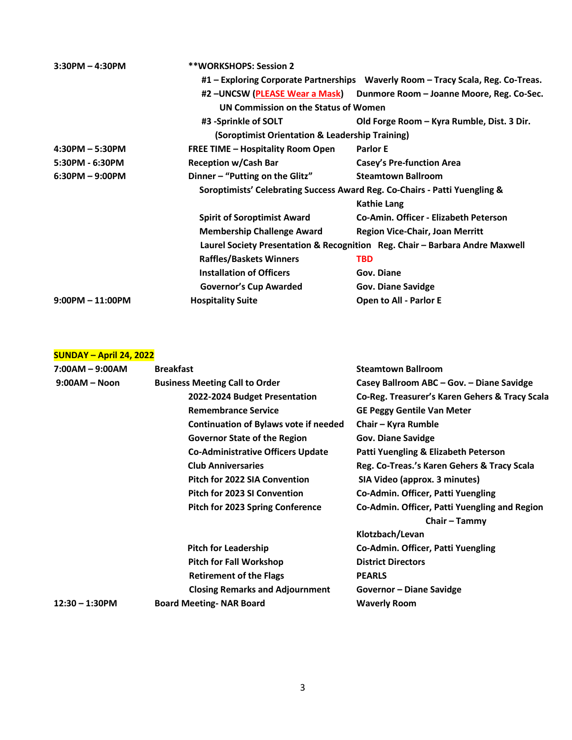| | | |
|---|---|---|
| **3:30PM – 4:30PM** | **\*\*WORKSHOPS: Session 2** | |
| | **#1 – Exploring Corporate Partnerships** | **Waverly Room – Tracy Scala, Reg. Co-Treas.** |
| | **#2 –UNCSW (PLEASE Wear a Mask)** UN Commission on the Status of Women | **Dunmore Room – Joanne Moore, Reg. Co-Sec.** |
| | **#3 -Sprinkle of SOLT** (Soroptimist Orientation & Leadership Training) | **Old Forge Room – Kyra Rumble, Dist. 3 Dir.** |
| **4:30PM – 5:30PM** | **FREE TIME – Hospitality Room Open** | **Parlor E** |
| **5:30PM - 6:30PM** | **Reception w/Cash Bar** | **Casey's Pre-function Area** |
| **6:30PM – 9:00PM** | **Dinner – "Putting on the Glitz"** | **Steamtown Ballroom** |
| | **Soroptimists' Celebrating Success Award** | **Reg. Co-Chairs - Patti Yuengling & Kathie Lang** |
| | **Spirit of Soroptimist Award** | **Co-Amin. Officer - Elizabeth Peterson** |
| | **Membership Challenge Award** | **Region Vice-Chair, Joan Merritt** |
| | **Laurel Society Presentation & Recognition** | **Reg. Chair – Barbara Andre Maxwell** |
| | **Raffles/Baskets Winners** | **TBD** |
| | **Installation of Officers** | **Gov. Diane** |
| | **Governor's Cup Awarded** | **Gov. Diane Savidge** |
| **9:00PM – 11:00PM** | **Hospitality Suite** | **Open to All - Parlor E** |

**SUNDAY – April 24, 2022**

| | | |
|---|---|---|
| **7:00AM – 9:00AM** | **Breakfast** | **Steamtown Ballroom** |
| **9:00AM – Noon** | **Business Meeting Call to Order** | **Casey Ballroom ABC – Gov. – Diane Savidge** |
| | **2022-2024 Budget Presentation** | **Co-Reg. Treasurer's Karen Gehers & Tracy Scala** |
| | **Remembrance Service** | **GE Peggy Gentile Van Meter** |
| | **Continuation of Bylaws vote if needed** | **Chair – Kyra Rumble** |
| | **Governor State of the Region** | **Gov. Diane Savidge** |
| | **Co-Administrative Officers Update** | **Patti Yuengling & Elizabeth Peterson** |
| | **Club Anniversaries** | **Reg. Co-Treas.'s Karen Gehers & Tracy Scala** |
| | **Pitch for 2022 SIA Convention** | **SIA Video (approx. 3 minutes)** |
| | **Pitch for 2023 SI Convention** | **Co-Admin. Officer, Patti Yuengling** |
| | **Pitch for 2023 Spring Conference** | **Co-Admin. Officer, Patti Yuengling and Region Chair – Tammy Klotzbach/Levan** |
| | **Pitch for Leadership** | **Co-Admin. Officer, Patti Yuengling** |
| | **Pitch for Fall Workshop** | **District Directors** |
| | **Retirement of the Flags** | **PEARLS** |
| | **Closing Remarks and Adjournment** | **Governor – Diane Savidge** |
| **12:30 – 1:30PM** | **Board Meeting- NAR Board** | **Waverly Room** |